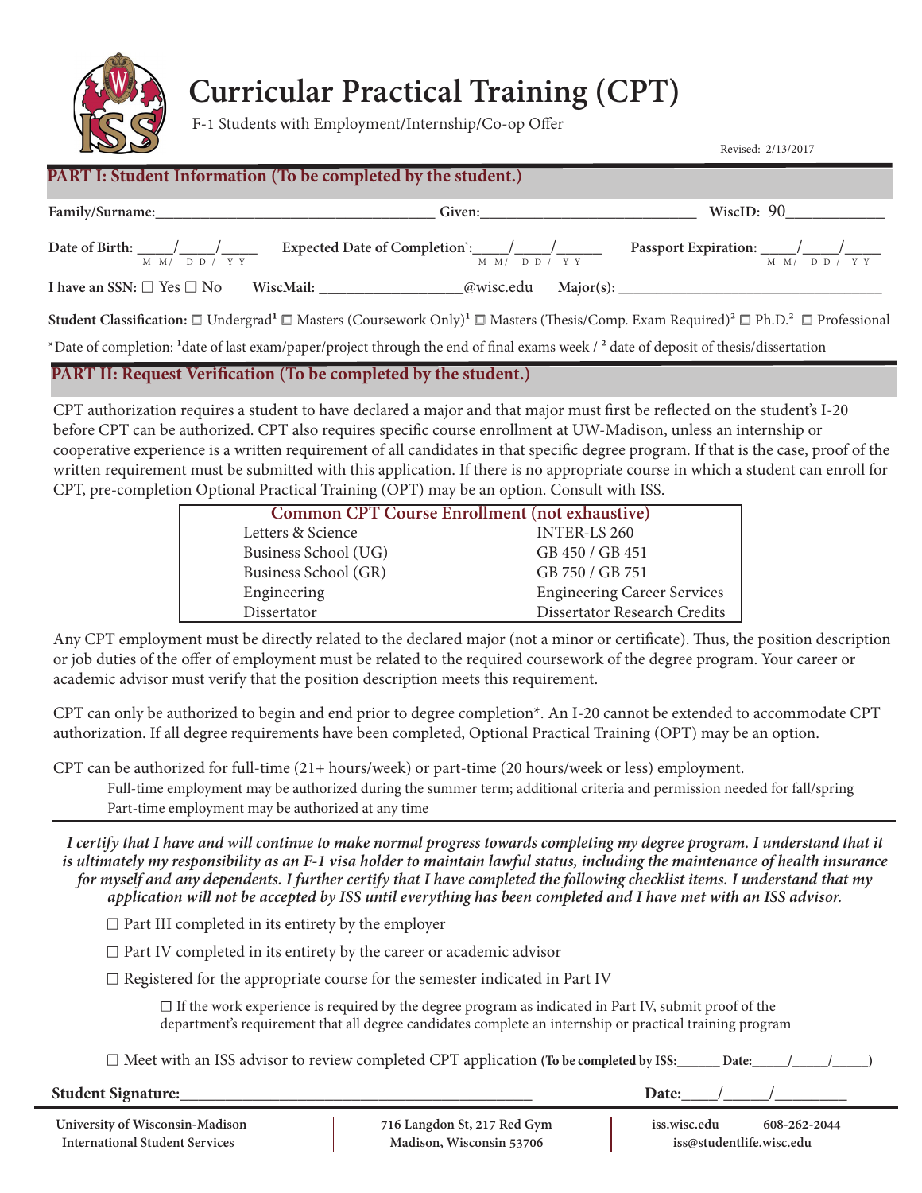# Curricular Practical Training (CPT)

F-1 Students with Employment/Internship/Co-op Offer

Revised: 2/13/2017

## PART I: Student Information (To be completed by the student.)

**Family/Surname:**\_\_\_\_\_\_\_\_\_\_\_\_\_\_\_\_\_\_\_\_\_\_\_\_\_\_\_\_\_\_ **Given:**\_\_\_\_\_\_\_\_\_\_\_\_\_\_\_\_\_\_\_\_\_\_\_\_ **WiscID:** 90\_\_\_\_\_\_\_\_\_\_

**Date of Birth:** \_\_\_\_/\_\_\_\_/\_\_\_\_ (MM/DD/YY) **Expected Date of Completion\*:**\_\_\_\_/\_\_\_\_/\_\_\_\_ (MM/DD/YY) **Passport Expiration:** \_\_\_\_/\_\_\_\_/\_\_\_\_ (MM/DD/YY)

**I have an SSN:** ☐ Yes ☐ No **WiscMail:** \_\_\_\_\_\_\_\_\_\_\_\_\_\_\_\_@wisc.edu **Major(s):** \_\_\_\_\_\_\_\_\_\_\_\_\_\_\_\_\_\_\_\_\_\_\_\_\_\_\_\_

**Student Classification:** ☐ Undergrad[1] ☐ Masters (Coursework Only)[1] ☐ Masters (Thesis/Comp. Exam Required)[2] ☐ Ph.D.[2] ☐ Professional

\*Date of completion: [1]date of last exam/paper/project through the end of final exams week / [2] date of deposit of thesis/dissertation

## PART II: Request Verification (To be completed by the student.)

CPT authorization requires a student to have declared a major and that major must first be reflected on the student's I-20 before CPT can be authorized. CPT also requires specific course enrollment at UW-Madison, unless an internship or cooperative experience is a written requirement of all candidates in that specific degree program. If that is the case, proof of the written requirement must be submitted with this application. If there is no appropriate course in which a student can enroll for CPT, pre-completion Optional Practical Training (OPT) may be an option. Consult with ISS.

| Common CPT Course Enrollment (not exhaustive) | |
|---|---|
| Letters & Science | INTER-LS 260 |
| Business School (UG) | GB 450 / GB 451 |
| Business School (GR) | GB 750 / GB 751 |
| Engineering | Engineering Career Services |
| Dissertator | Dissertator Research Credits |

Any CPT employment must be directly related to the declared major (not a minor or certificate). Thus, the position description or job duties of the offer of employment must be related to the required coursework of the degree program. Your career or academic advisor must verify that the position description meets this requirement.

CPT can only be authorized to begin and end prior to degree completion\*. An I-20 cannot be extended to accommodate CPT authorization. If all degree requirements have been completed, Optional Practical Training (OPT) may be an option.

CPT can be authorized for full-time (21+ hours/week) or part-time (20 hours/week or less) employment.

- Full-time employment may be authorized during the summer term; additional criteria and permission needed for fall/spring
- Part-time employment may be authorized at any time

***I certify that I have and will continue to make normal progress towards completing my degree program. I understand that it is ultimately my responsibility as an F-1 visa holder to maintain lawful status, including the maintenance of health insurance for myself and any dependents. I further certify that I have completed the following checklist items. I understand that my application will not be accepted by ISS until everything has been completed and I have met with an ISS advisor.***

☐ Part III completed in its entirety by the employer

☐ Part IV completed in its entirety by the career or academic advisor

☐ Registered for the appropriate course for the semester indicated in Part IV

  ☐ If the work experience is required by the degree program as indicated in Part IV, submit proof of the department's requirement that all degree candidates complete an internship or practical training program

☐ Meet with an ISS advisor to review completed CPT application (**To be completed by ISS:**\_\_\_\_\_ **Date:**\_\_\_\_/\_\_\_\_/\_\_\_\_)

**Student Signature:**\_\_\_\_\_\_\_\_\_\_\_\_\_\_\_\_\_\_\_\_\_\_\_\_\_\_\_\_\_\_\_\_\_\_\_\_ **Date:**\_\_\_\_/\_\_\_\_/\_\_\_\_\_\_

**University of Wisconsin-Madison International Student Services** | **716 Langdon St, 217 Red Gym Madison, Wisconsin 53706** | **iss.wisc.edu 608-262-2044 iss@studentlife.wisc.edu**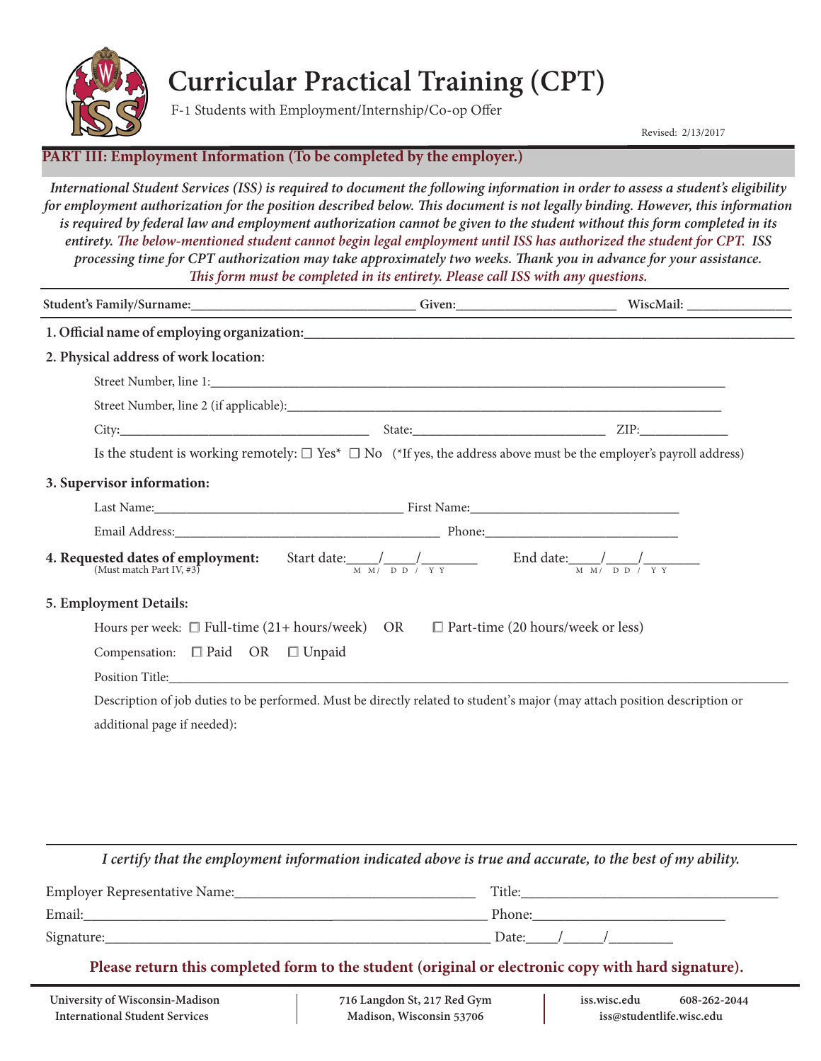# Curricular Practical Training (CPT)

F-1 Students with Employment/Internship/Co-op Offer

Revised: 2/13/2017

## PART III: Employment Information (To be completed by the employer.)

*International Student Services (ISS) is required to document the following information in order to assess a student's eligibility for employment authorization for the position described below. This document is not legally binding. However, this information is required by federal law and employment authorization cannot be given to the student without this form completed in its entirety. The below-mentioned student cannot begin legal employment until ISS has authorized the student for CPT. ISS processing time for CPT authorization may take approximately two weeks. Thank you in advance for your assistance.*

*This form must be completed in its entirety. Please call ISS with any questions.*

**Student's Family/Surname:**__________________________________ **Given:**________________________ **WiscMail:** _______________

**1. Official name of employing organization:**_____________________________________________________________________

**2. Physical address of work location:**

Street Number, line 1:_________________________________________________________________________

Street Number, line 2 (if applicable):__________________________________________________________________

City:_____________________________________ State:____________________________ ZIP:_____________

Is the student is working remotely: ☐ Yes* ☐ No (*If yes, the address above must be the employer's payroll address)

**3. Supervisor information:**

Last Name:_____________________________________ First Name:______________________________

Email Address:_______________________________________ Phone:____________________________

**4. Requested dates of employment:** (Must match Part IV, #3) Start date:____/____/________ (MM/DD/YY) End date:____/____/________ (MM/DD/YY)

**5. Employment Details:**

Hours per week: ☐ Full-time (21+ hours/week) OR ☐ Part-time (20 hours/week or less)

Compensation: ☐ Paid OR ☐ Unpaid

Position Title:_______________________________________________________________________________________________

Description of job duties to be performed. Must be directly related to student's major (may attach position description or additional page if needed):

*I certify that the employment information indicated above is true and accurate, to the best of my ability.*

Employer Representative Name:_________________________________ Title:____________________________________

Email:_________________________________________________________ Phone:__________________________

Signature:______________________________________________________ Date:____/_____/_________

**Please return this completed form to the student (original or electronic copy with hard signature).**

University of Wisconsin-Madison
International Student Services

716 Langdon St, 217 Red Gym
Madison, Wisconsin 53706

iss.wisc.edu 608-262-2044
iss@studentlife.wisc.edu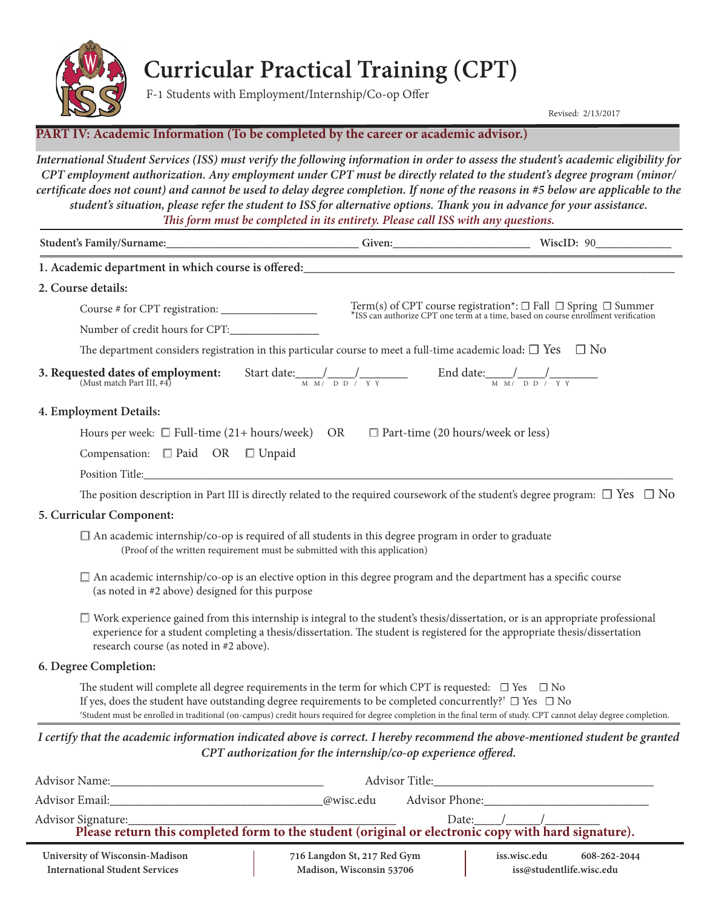# Curricular Practical Training (CPT)

F-1 Students with Employment/Internship/Co-op Offer

Revised: 2/13/2017

## PART IV: Academic Information (To be completed by the career or academic advisor.)

*International Student Services (ISS) must verify the following information in order to assess the student's academic eligibility for CPT employment authorization. Any employment under CPT must be directly related to the student's degree program (minor/certificate does not count) and cannot be used to delay degree completion. If none of the reasons in #5 below are applicable to the student's situation, please refer the student to ISS for alternative options. Thank you in advance for your assistance.*

*This form must be completed in its entirety. Please call ISS with any questions.*

**Student's Family/Surname:**__________________________________ **Given:**________________________ **WiscID:** 90_____________

**1. Academic department in which course is offered:**_______________________________________________________________

**2. Course details:**

Course # for CPT registration: ________________

Term(s) of CPT course registration*: ☐ Fall ☐ Spring ☐ Summer
*ISS can authorize CPT one term at a time, based on course enrollment verification

Number of credit hours for CPT:_______________

The department considers registration in this particular course to meet a full-time academic load: ☐ Yes ☐ No

**3. Requested dates of employment:** (Must match Part III, #4)
Start date:____/____/________ (MM/DD/YY) End date:____/____/________ (MM/DD/YY)

**4. Employment Details:**

Hours per week: ☐ Full-time (21+ hours/week) OR ☐ Part-time (20 hours/week or less)

Compensation: ☐ Paid OR ☐ Unpaid

Position Title:_____________________________________________________________________________________

The position description in Part III is directly related to the required coursework of the student's degree program: ☐ Yes ☐ No

**5. Curricular Component:**

☐ An academic internship/co-op is required of all students in this degree program in order to graduate
(Proof of the written requirement must be submitted with this application)

☐ An academic internship/co-op is an elective option in this degree program and the department has a specific course (as noted in #2 above) designed for this purpose

☐ Work experience gained from this internship is integral to the student's thesis/dissertation, or is an appropriate professional experience for a student completing a thesis/dissertation. The student is registered for the appropriate thesis/dissertation research course (as noted in #2 above).

**6. Degree Completion:**

The student will complete all degree requirements in the term for which CPT is requested: ☐ Yes ☐ No
If yes, does the student have outstanding degree requirements to be completed concurrently?† ☐ Yes ☐ No

†Student must be enrolled in traditional (on-campus) credit hours required for degree completion in the final term of study. CPT cannot delay degree completion.

*I certify that the academic information indicated above is correct. I hereby recommend the above-mentioned student be granted CPT authorization for the internship/co-op experience offered.*

Advisor Name:__________________________________ Advisor Title:__________________________________

Advisor Email:________________________________@wisc.edu Advisor Phone:__________________________

Advisor Signature:___________________________________________ Date:____/_____/_________

**Please return this completed form to the student (original or electronic copy with hard signature).**

**University of Wisconsin-Madison**
**International Student Services**

**716 Langdon St, 217 Red Gym**
**Madison, Wisconsin 53706**

**iss.wisc.edu** **608-262-2044**
**iss@studentlife.wisc.edu**